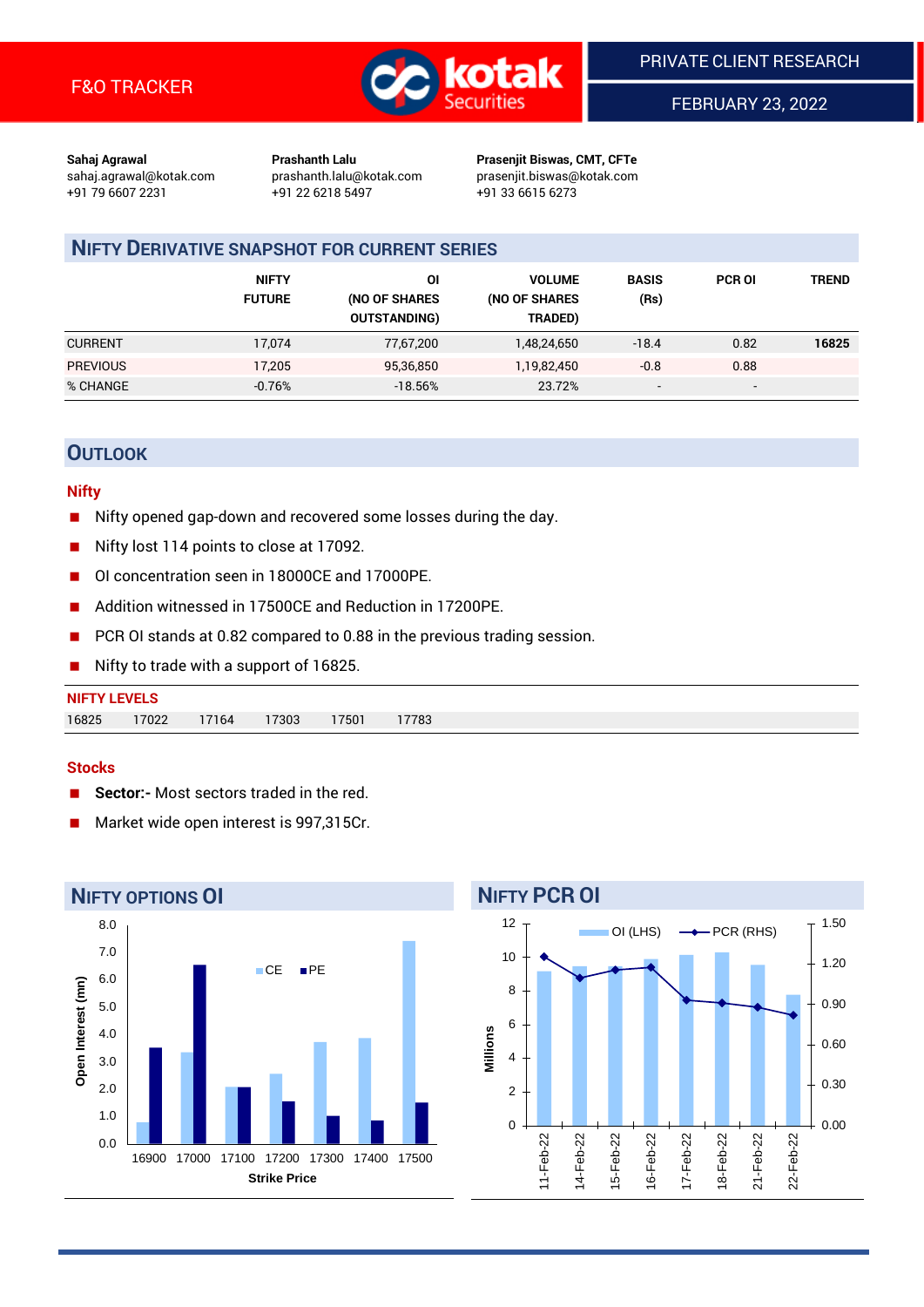F&O TRACKER

PRIVATE CLIENT RESEARCH

FEBRUARY 23, 2022

**Sahaj Agrawal**
sahaj.agrawal@kotak.com
+91 79 6607 2231

**Prashanth Lalu**
prashanth.lalu@kotak.com
+91 22 6218 5497

**Prasenjit Biswas, CMT, CFTe**
prasenjit.biswas@kotak.com
+91 33 6615 6273

## NIFTY DERIVATIVE SNAPSHOT FOR CURRENT SERIES

| | NIFTY FUTURE | OI (NO OF SHARES OUTSTANDING) | VOLUME (NO OF SHARES TRADED) | BASIS (Rs) | PCR OI | TREND |
|---|---|---|---|---|---|---|
| CURRENT | 17,074 | 77,67,200 | 1,48,24,650 | -18.4 | 0.82 | **16825** |
| PREVIOUS | 17,205 | 95,36,850 | 1,19,82,450 | -0.8 | 0.88 | |
| % CHANGE | -0.76% | -18.56% | 23.72% | - | - | |

## OUTLOOK

### Nifty

- Nifty opened gap-down and recovered some losses during the day.
- Nifty lost 114 points to close at 17092.
- OI concentration seen in 18000CE and 17000PE.
- Addition witnessed in 17500CE and Reduction in 17200PE.
- PCR OI stands at 0.82 compared to 0.88 in the previous trading session.
- Nifty to trade with a support of 16825.

**NIFTY LEVELS**

| 16825 | 17022 | 17164 | 17303 | 17501 | 17783 |
|---|---|---|---|---|---|

### Stocks

- **Sector:-** Most sectors traded in the red.
- Market wide open interest is 997,315Cr.

## NIFTY OPTIONS OI

Open Interest (mn) by Strike Price (CE, PE): 16900, 17000, 17100, 17200, 17300, 17400, 17500

## NIFTY PCR OI

OI (LHS) in Millions and PCR (RHS): 11-Feb-22, 14-Feb-22, 15-Feb-22, 16-Feb-22, 17-Feb-22, 18-Feb-22, 21-Feb-22, 22-Feb-22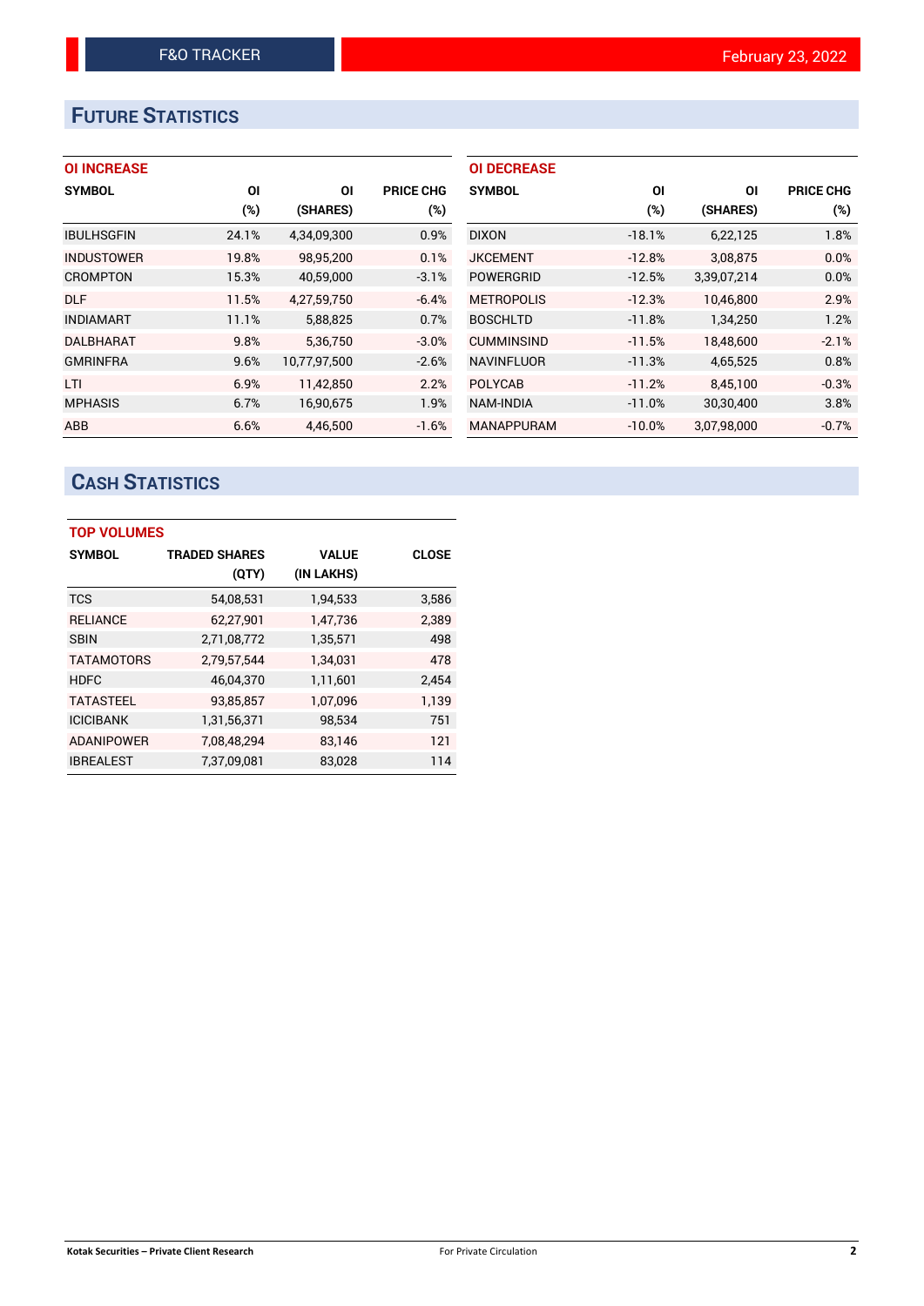# FUTURE STATISTICS

### OI INCREASE

| SYMBOL | OI (%) | OI (SHARES) | PRICE CHG (%) |
|---|---|---|---|
| IBULHSGFIN | 24.1% | 4,34,09,300 | 0.9% |
| INDUSTOWER | 19.8% | 98,95,200 | 0.1% |
| CROMPTON | 15.3% | 40,59,000 | -3.1% |
| DLF | 11.5% | 4,27,59,750 | -6.4% |
| INDIAMART | 11.1% | 5,88,825 | 0.7% |
| DALBHARAT | 9.8% | 5,36,750 | -3.0% |
| GMRINFRA | 9.6% | 10,77,97,500 | -2.6% |
| LTI | 6.9% | 11,42,850 | 2.2% |
| MPHASIS | 6.7% | 16,90,675 | 1.9% |
| ABB | 6.6% | 4,46,500 | -1.6% |

### OI DECREASE

| SYMBOL | OI (%) | OI (SHARES) | PRICE CHG (%) |
|---|---|---|---|
| DIXON | -18.1% | 6,22,125 | 1.8% |
| JKCEMENT | -12.8% | 3,08,875 | 0.0% |
| POWERGRID | -12.5% | 3,39,07,214 | 0.0% |
| METROPOLIS | -12.3% | 10,46,800 | 2.9% |
| BOSCHLTD | -11.8% | 1,34,250 | 1.2% |
| CUMMINSIND | -11.5% | 18,48,600 | -2.1% |
| NAVINFLUOR | -11.3% | 4,65,525 | 0.8% |
| POLYCAB | -11.2% | 8,45,100 | -0.3% |
| NAM-INDIA | -11.0% | 30,30,400 | 3.8% |
| MANAPPURAM | -10.0% | 3,07,98,000 | -0.7% |

# CASH STATISTICS

### TOP VOLUMES

| SYMBOL | TRADED SHARES (QTY) | VALUE (IN LAKHS) | CLOSE |
|---|---|---|---|
| TCS | 54,08,531 | 1,94,533 | 3,586 |
| RELIANCE | 62,27,901 | 1,47,736 | 2,389 |
| SBIN | 2,71,08,772 | 1,35,571 | 498 |
| TATAMOTORS | 2,79,57,544 | 1,34,031 | 478 |
| HDFC | 46,04,370 | 1,11,601 | 2,454 |
| TATASTEEL | 93,85,857 | 1,07,096 | 1,139 |
| ICICIBANK | 1,31,56,371 | 98,534 | 751 |
| ADANIPOWER | 7,08,48,294 | 83,146 | 121 |
| IBREALEST | 7,37,09,081 | 83,028 | 114 |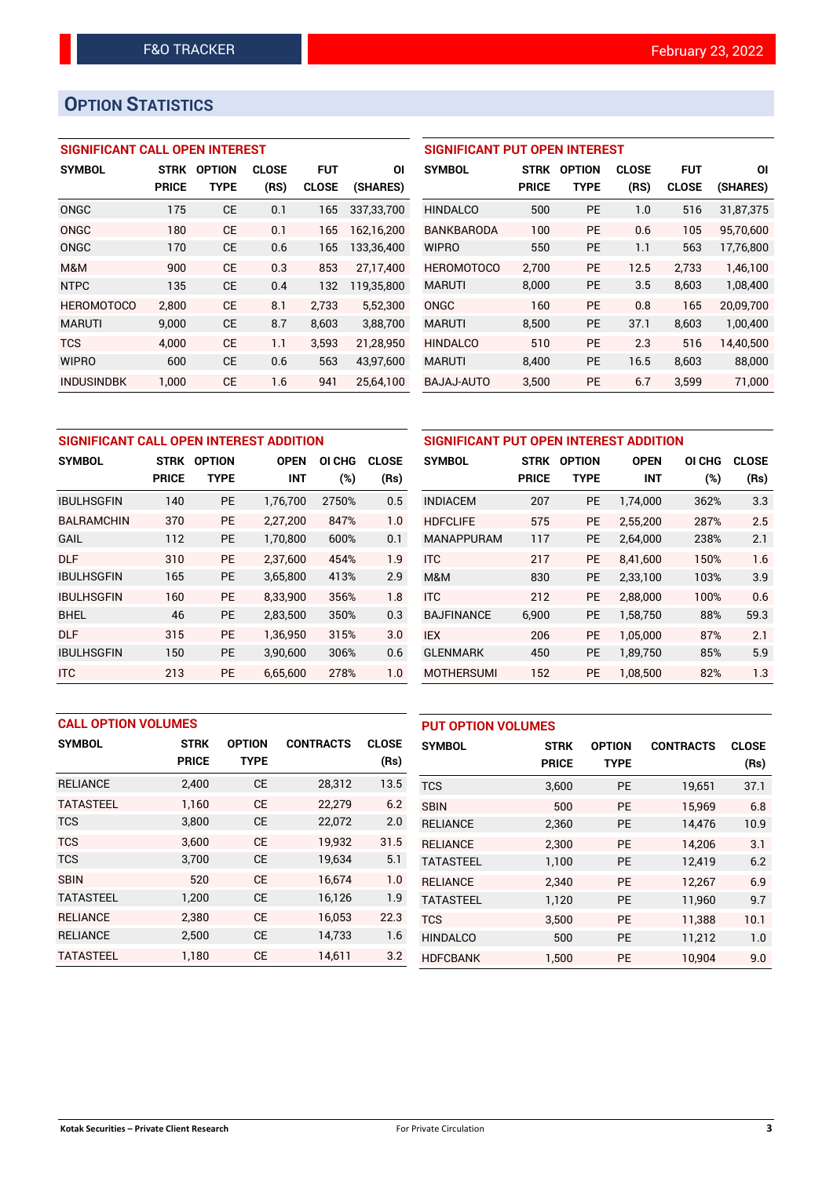## OPTION STATISTICS

### SIGNIFICANT CALL OPEN INTEREST

| SYMBOL | STRK PRICE | OPTION TYPE | CLOSE (RS) | FUT CLOSE | OI (SHARES) |
|---|---|---|---|---|---|
| ONGC | 175 | CE | 0.1 | 165 | 337,33,700 |
| ONGC | 180 | CE | 0.1 | 165 | 162,16,200 |
| ONGC | 170 | CE | 0.6 | 165 | 133,36,400 |
| M&M | 900 | CE | 0.3 | 853 | 27,17,400 |
| NTPC | 135 | CE | 0.4 | 132 | 119,35,800 |
| HEROMOTOCO | 2,800 | CE | 8.1 | 2,733 | 5,52,300 |
| MARUTI | 9,000 | CE | 8.7 | 8,603 | 3,88,700 |
| TCS | 4,000 | CE | 1.1 | 3,593 | 21,28,950 |
| WIPRO | 600 | CE | 0.6 | 563 | 43,97,600 |
| INDUSINDBK | 1,000 | CE | 1.6 | 941 | 25,64,100 |

### SIGNIFICANT PUT OPEN INTEREST

| SYMBOL | STRK PRICE | OPTION TYPE | CLOSE (RS) | FUT CLOSE | OI (SHARES) |
|---|---|---|---|---|---|
| HINDALCO | 500 | PE | 1.0 | 516 | 31,87,375 |
| BANKBARODA | 100 | PE | 0.6 | 105 | 95,70,600 |
| WIPRO | 550 | PE | 1.1 | 563 | 17,76,800 |
| HEROMOTOCO | 2,700 | PE | 12.5 | 2,733 | 1,46,100 |
| MARUTI | 8,000 | PE | 3.5 | 8,603 | 1,08,400 |
| ONGC | 160 | PE | 0.8 | 165 | 20,09,700 |
| MARUTI | 8,500 | PE | 37.1 | 8,603 | 1,00,400 |
| HINDALCO | 510 | PE | 2.3 | 516 | 14,40,500 |
| MARUTI | 8,400 | PE | 16.5 | 8,603 | 88,000 |
| BAJAJ-AUTO | 3,500 | PE | 6.7 | 3,599 | 71,000 |

### SIGNIFICANT CALL OPEN INTEREST ADDITION

| SYMBOL | STRK PRICE | OPTION TYPE | OPEN INT | OI CHG (%) | CLOSE (Rs) |
|---|---|---|---|---|---|
| IBULHSGFIN | 140 | PE | 1,76,700 | 2750% | 0.5 |
| BALRAMCHIN | 370 | PE | 2,27,200 | 847% | 1.0 |
| GAIL | 112 | PE | 1,70,800 | 600% | 0.1 |
| DLF | 310 | PE | 2,37,600 | 454% | 1.9 |
| IBULHSGFIN | 165 | PE | 3,65,800 | 413% | 2.9 |
| IBULHSGFIN | 160 | PE | 8,33,900 | 356% | 1.8 |
| BHEL | 46 | PE | 2,83,500 | 350% | 0.3 |
| DLF | 315 | PE | 1,36,950 | 315% | 3.0 |
| IBULHSGFIN | 150 | PE | 3,90,600 | 306% | 0.6 |
| ITC | 213 | PE | 6,65,600 | 278% | 1.0 |

### SIGNIFICANT PUT OPEN INTEREST ADDITION

| SYMBOL | STRK PRICE | OPTION TYPE | OPEN INT | OI CHG (%) | CLOSE (Rs) |
|---|---|---|---|---|---|
| INDIACEM | 207 | PE | 1,74,000 | 362% | 3.3 |
| HDFCLIFE | 575 | PE | 2,55,200 | 287% | 2.5 |
| MANAPPURAM | 117 | PE | 2,64,000 | 238% | 2.1 |
| ITC | 217 | PE | 8,41,600 | 150% | 1.6 |
| M&M | 830 | PE | 2,33,100 | 103% | 3.9 |
| ITC | 212 | PE | 2,88,000 | 100% | 0.6 |
| BAJFINANCE | 6,900 | PE | 1,58,750 | 88% | 59.3 |
| IEX | 206 | PE | 1,05,000 | 87% | 2.1 |
| GLENMARK | 450 | PE | 1,89,750 | 85% | 5.9 |
| MOTHERSUMI | 152 | PE | 1,08,500 | 82% | 1.3 |

### CALL OPTION VOLUMES

| SYMBOL | STRK PRICE | OPTION TYPE | CONTRACTS | CLOSE (Rs) |
|---|---|---|---|---|
| RELIANCE | 2,400 | CE | 28,312 | 13.5 |
| TATASTEEL | 1,160 | CE | 22,279 | 6.2 |
| TCS | 3,800 | CE | 22,072 | 2.0 |
| TCS | 3,600 | CE | 19,932 | 31.5 |
| TCS | 3,700 | CE | 19,634 | 5.1 |
| SBIN | 520 | CE | 16,674 | 1.0 |
| TATASTEEL | 1,200 | CE | 16,126 | 1.9 |
| RELIANCE | 2,380 | CE | 16,053 | 22.3 |
| RELIANCE | 2,500 | CE | 14,733 | 1.6 |
| TATASTEEL | 1,180 | CE | 14,611 | 3.2 |

### PUT OPTION VOLUMES

| SYMBOL | STRK PRICE | OPTION TYPE | CONTRACTS | CLOSE (Rs) |
|---|---|---|---|---|
| TCS | 3,600 | PE | 19,651 | 37.1 |
| SBIN | 500 | PE | 15,969 | 6.8 |
| RELIANCE | 2,360 | PE | 14,476 | 10.9 |
| RELIANCE | 2,300 | PE | 14,206 | 3.1 |
| TATASTEEL | 1,100 | PE | 12,419 | 6.2 |
| RELIANCE | 2,340 | PE | 12,267 | 6.9 |
| TATASTEEL | 1,120 | PE | 11,960 | 9.7 |
| TCS | 3,500 | PE | 11,388 | 10.1 |
| HINDALCO | 500 | PE | 11,212 | 1.0 |
| HDFCBANK | 1,500 | PE | 10,904 | 9.0 |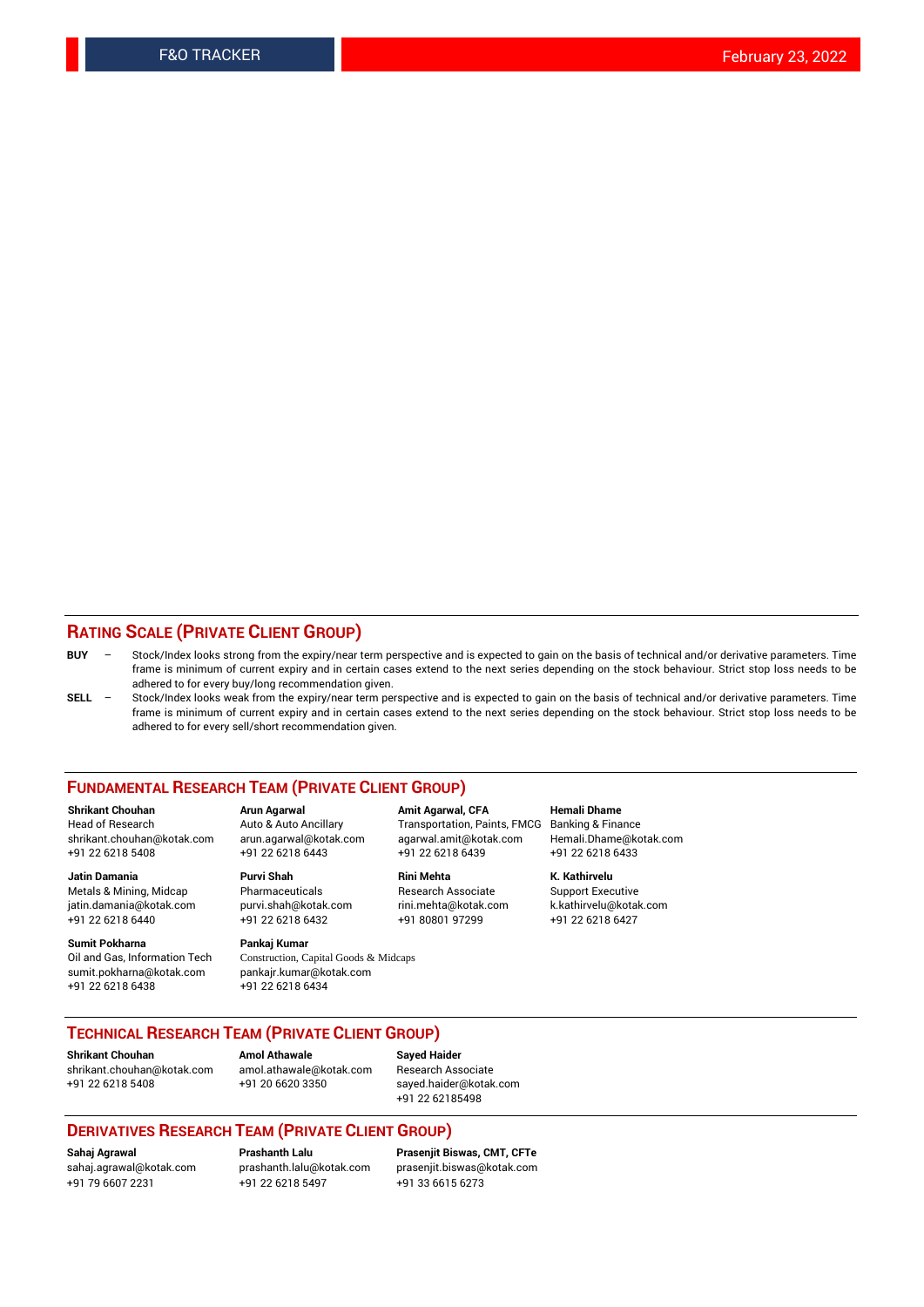## RATING SCALE (PRIVATE CLIENT GROUP)

**BUY** – Stock/Index looks strong from the expiry/near term perspective and is expected to gain on the basis of technical and/or derivative parameters. Time frame is minimum of current expiry and in certain cases extend to the next series depending on the stock behaviour. Strict stop loss needs to be adhered to for every buy/long recommendation given.

**SELL** – Stock/Index looks weak from the expiry/near term perspective and is expected to gain on the basis of technical and/or derivative parameters. Time frame is minimum of current expiry and in certain cases extend to the next series depending on the stock behaviour. Strict stop loss needs to be adhered to for every sell/short recommendation given.

## FUNDAMENTAL RESEARCH TEAM (PRIVATE CLIENT GROUP)

**Shrikant Chouhan**
Head of Research
shrikant.chouhan@kotak.com
+91 22 6218 5408

**Arun Agarwal**
Auto & Auto Ancillary
arun.agarwal@kotak.com
+91 22 6218 6443

**Amit Agarwal, CFA**
Transportation, Paints, FMCG
agarwal.amit@kotak.com
+91 22 6218 6439

**Hemali Dhame**
Banking & Finance
Hemali.Dhame@kotak.com
+91 22 6218 6433

**Jatin Damania**
Metals & Mining, Midcap
jatin.damania@kotak.com
+91 22 6218 6440

**Purvi Shah**
Pharmaceuticals
purvi.shah@kotak.com
+91 22 6218 6432

**Rini Mehta**
Research Associate
rini.mehta@kotak.com
+91 80801 97299

**K. Kathirvelu**
Support Executive
k.kathirvelu@kotak.com
+91 22 6218 6427

**Sumit Pokharna**
Oil and Gas, Information Tech
sumit.pokharna@kotak.com
+91 22 6218 6438

**Pankaj Kumar**
Construction, Capital Goods & Midcaps
pankajr.kumar@kotak.com
+91 22 6218 6434

## TECHNICAL RESEARCH TEAM (PRIVATE CLIENT GROUP)

**Shrikant Chouhan**
shrikant.chouhan@kotak.com
+91 22 6218 5408

**Amol Athawale**
amol.athawale@kotak.com
+91 20 6620 3350

**Sayed Haider**
Research Associate
sayed.haider@kotak.com
+91 22 62185498

## DERIVATIVES RESEARCH TEAM (PRIVATE CLIENT GROUP)

**Sahaj Agrawal**
sahaj.agrawal@kotak.com
+91 79 6607 2231

**Prashanth Lalu**
prashanth.lalu@kotak.com
+91 22 6218 5497

**Prasenjit Biswas, CMT, CFTe**
prasenjit.biswas@kotak.com
+91 33 6615 6273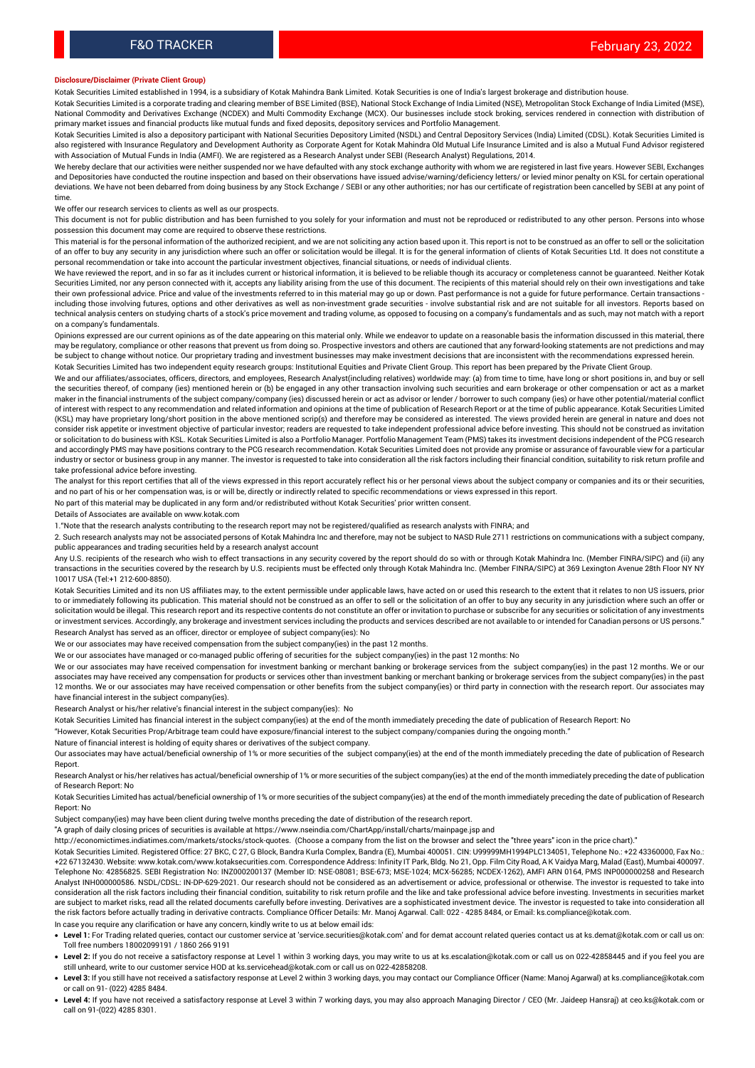#### Disclosure/Disclaimer (Private Client Group)

Kotak Securities Limited established in 1994, is a subsidiary of Kotak Mahindra Bank Limited. Kotak Securities is one of India's largest brokerage and distribution house.

Kotak Securities Limited is a corporate trading and clearing member of BSE Limited (BSE), National Stock Exchange of India Limited (NSE), Metropolitan Stock Exchange of India Limited (MSE), National Commodity and Derivatives Exchange (NCDEX) and Multi Commodity Exchange (MCX). Our businesses include stock broking, services rendered in connection with distribution of primary market issues and financial products like mutual funds and fixed deposits, depository services and Portfolio Management.

Kotak Securities Limited is also a depository participant with National Securities Depository Limited (NSDL) and Central Depository Services (India) Limited (CDSL). Kotak Securities Limited is also registered with Insurance Regulatory and Development Authority as Corporate Agent for Kotak Mahindra Old Mutual Life Insurance Limited and is also a Mutual Fund Advisor registered with Association of Mutual Funds in India (AMFI). We are registered as a Research Analyst under SEBI (Research Analyst) Regulations, 2014.

We hereby declare that our activities were neither suspended nor we have defaulted with any stock exchange authority with whom we are registered in last five years. However SEBI, Exchanges and Depositories have conducted the routine inspection and based on their observations have issued advise/warning/deficiency letters/ or levied minor penalty on KSL for certain operational deviations. We have not been debarred from doing business by any Stock Exchange / SEBI or any other authorities; nor has our certificate of registration been cancelled by SEBI at any point of time.

We offer our research services to clients as well as our prospects.

This document is not for public distribution and has been furnished to you solely for your information and must not be reproduced or redistributed to any other person. Persons into whose possession this document may come are required to observe these restrictions.

This material is for the personal information of the authorized recipient, and we are not soliciting any action based upon it. This report is not to be construed as an offer to sell or the solicitation of an offer to buy any security in any jurisdiction where such an offer or solicitation would be illegal. It is for the general information of clients of Kotak Securities Ltd. It does not constitute a personal recommendation or take into account the particular investment objectives, financial situations, or needs of individual clients.

We have reviewed the report, and in so far as it includes current or historical information, it is believed to be reliable though its accuracy or completeness cannot be guaranteed. Neither Kotak Securities Limited, nor any person connected with it, accepts any liability arising from the use of this document. The recipients of this material should rely on their own investigations and take their own professional advice. Price and value of the investments referred to in this material may go up or down. Past performance is not a guide for future performance. Certain transactions - including those involving futures, options and other derivatives as well as non-investment grade securities - involve substantial risk and are not suitable for all investors. Reports based on technical analysis centers on studying charts of a stock's price movement and trading volume, as opposed to focusing on a company's fundamentals and as such, may not match with a report on a company's fundamentals.

Opinions expressed are our current opinions as of the date appearing on this material only. While we endeavor to update on a reasonable basis the information discussed in this material, there may be regulatory, compliance or other reasons that prevent us from doing so. Prospective investors and others are cautioned that any forward-looking statements are not predictions and may be subject to change without notice. Our proprietary trading and investment businesses may make investment decisions that are inconsistent with the recommendations expressed herein.

Kotak Securities Limited has two independent equity research groups: Institutional Equities and Private Client Group. This report has been prepared by the Private Client Group.

We and our affiliates/associates, officers, directors, and employees, Research Analyst(including relatives) worldwide may: (a) from time to time, have long or short positions in, and buy or sell the securities thereof, of company (ies) mentioned herein or (b) be engaged in any other transaction involving such securities and earn brokerage or other compensation or act as a market maker in the financial instruments of the subject company/company (ies) discussed herein or act as advisor or lender / borrower to such company (ies) or have other potential/material conflict of interest with respect to any recommendation and related information and opinions at the time of publication of Research Report or at the time of public appearance. Kotak Securities Limited (KSL) may have proprietary long/short position in the above mentioned scrip(s) and therefore may be considered as interested. The views provided herein are general in nature and does not consider risk appetite or investment objective of particular investor; readers are requested to take independent professional advice before investing. This should not be construed as invitation or solicitation to do business with KSL. Kotak Securities Limited is also a Portfolio Manager. Portfolio Management Team (PMS) takes its investment decisions independent of the PCG research and accordingly PMS may have positions contrary to the PCG research recommendation. Kotak Securities Limited does not provide any promise or assurance of favourable view for a particular industry or sector or business group in any manner. The investor is requested to take into consideration all the risk factors including their financial condition, suitability to risk return profile and take professional advice before investing.

The analyst for this report certifies that all of the views expressed in this report accurately reflect his or her personal views about the subject company or companies and its or their securities, and no part of his or her compensation was, is or will be, directly or indirectly related to specific recommendations or views expressed in this report.

No part of this material may be duplicated in any form and/or redistributed without Kotak Securities' prior written consent.

Details of Associates are available on www.kotak.com

1."Note that the research analysts contributing to the research report may not be registered/qualified as research analysts with FINRA; and

2. Such research analysts may not be associated persons of Kotak Mahindra Inc and therefore, may not be subject to NASD Rule 2711 restrictions on communications with a subject company, public appearances and trading securities held by a research analyst account

Any U.S. recipients of the research who wish to effect transactions in any security covered by the report should do so with or through Kotak Mahindra Inc. (Member FINRA/SIPC) and (ii) any transactions in the securities covered by the research by U.S. recipients must be effected only through Kotak Mahindra Inc. (Member FINRA/SIPC) at 369 Lexington Avenue 28th Floor NY NY 10017 USA (Tel:+1 212-600-8850).

Kotak Securities Limited and its non US affiliates may, to the extent permissible under applicable laws, have acted on or used this research to the extent that it relates to non US issuers, prior to or immediately following its publication. This material should not be construed as an offer to sell or the solicitation of an offer to buy any security in any jurisdiction where such an offer or solicitation would be illegal. This research report and its respective contents do not constitute an offer or invitation to purchase or subscribe for any securities or solicitation of any investments or investment services. Accordingly, any brokerage and investment services including the products and services described are not available to or intended for Canadian persons or US persons."

Research Analyst has served as an officer, director or employee of subject company(ies): No

We or our associates may have received compensation from the subject company(ies) in the past 12 months.

We or our associates have managed or co-managed public offering of securities for the subject company(ies) in the past 12 months: No

We or our associates may have received compensation for investment banking or merchant banking or brokerage services from the subject company(ies) in the past 12 months. We or our associates may have received any compensation for products or services other than investment banking or merchant banking or brokerage services from the subject company(ies) in the past 12 months. We or our associates may have received compensation or other benefits from the subject company(ies) or third party in connection with the research report. Our associates may have financial interest in the subject company(ies).

Research Analyst or his/her relative's financial interest in the subject company(ies): No

Kotak Securities Limited has financial interest in the subject company(ies) at the end of the month immediately preceding the date of publication of Research Report: No

"However, Kotak Securities Prop/Arbitrage team could have exposure/financial interest to the subject company/companies during the ongoing month."

Nature of financial interest is holding of equity shares or derivatives of the subject company.

Our associates may have actual/beneficial ownership of 1% or more securities of the subject company(ies) at the end of the month immediately preceding the date of publication of Research Report.

Research Analyst or his/her relatives has actual/beneficial ownership of 1% or more securities of the subject company(ies) at the end of the month immediately preceding the date of publication of Research Report: No

Kotak Securities Limited has actual/beneficial ownership of 1% or more securities of the subject company(ies) at the end of the month immediately preceding the date of publication of Research Report: No

Subject company(ies) may have been client during twelve months preceding the date of distribution of the research report.

"A graph of daily closing prices of securities is available at https://www.nseindia.com/ChartApp/install/charts/mainpage.jsp and

http://economictimes.indiatimes.com/markets/stocks/stock-quotes. (Choose a company from the list on the browser and select the "three years" icon in the price chart)."

Kotak Securities Limited. Registered Office: 27 BKC, C 27, G Block, Bandra Kurla Complex, Bandra (E), Mumbai 400051. CIN: U99999MH1994PLC134051, Telephone No.: +22 43360000, Fax No.: +22 67132430. Website: www.kotak.com/www.kotaksecurities.com. Correspondence Address: Infinity IT Park, Bldg. No 21, Opp. Film City Road, A K Vaidya Marg, Malad (East), Mumbai 400097. Telephone No: 42856825. SEBI Registration No: INZ000200137 (Member ID: NSE-08081; BSE-673; MSE-1024; MCX-56285; NCDEX-1262), AMFI ARN 0164, PMS INP000000258 and Research Analyst INH000000586. NSDL/CDSL: IN-DP-629-2021. Our research should not be considered as an advertisement or advice, professional or otherwise. The investor is requested to take into consideration all the risk factors including their financial condition, suitability to risk return profile and the like and take professional advice before investing. Investments in securities market are subject to market risks, read all the related documents carefully before investing. Derivatives are a sophisticated investment device. The investor is requested to take into consideration all the risk factors before actually trading in derivative contracts. Compliance Officer Details: Mr. Manoj Agarwal. Call: 022 - 4285 8484, or Email: ks.compliance@kotak.com.

In case you require any clarification or have any concern, kindly write to us at below email ids:

- **Level 1:** For Trading related queries, contact our customer service at 'service.securities@kotak.com' and for demat account related queries contact us at ks.demat@kotak.com or call us on: Toll free numbers 18002099191 / 1860 266 9191
- **Level 2:** If you do not receive a satisfactory response at Level 1 within 3 working days, you may write to us at ks.escalation@kotak.com or call us on 022-42858445 and if you feel you are still unheard, write to our customer service HOD at ks.servicehead@kotak.com or call us on 022-42858208.
- **Level 3:** If you still have not received a satisfactory response at Level 2 within 3 working days, you may contact our Compliance Officer (Name: Manoj Agarwal) at ks.compliance@kotak.com or call on 91- (022) 4285 8484.
- **Level 4:** If you have not received a satisfactory response at Level 3 within 7 working days, you may also approach Managing Director / CEO (Mr. Jaideep Hansraj) at ceo.ks@kotak.com or call on 91-(022) 4285 8301.